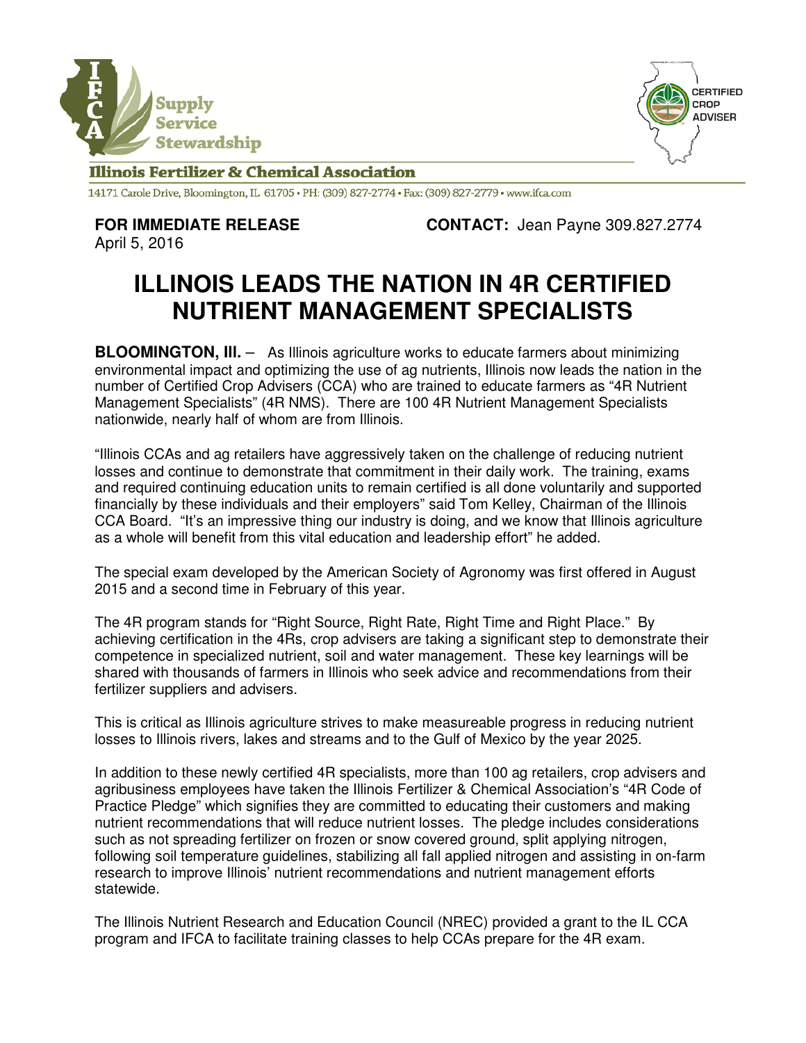**Illinois Fertilizer & Chemical Association**

14171 Carole Drive, Bloomington, IL 61705 • PH: (309) 827-2774 • Fax: (309) 827-2779 • www.ifca.com

**FOR IMMEDIATE RELEASE**
April 5, 2016

**CONTACT:** Jean Payne 309.827.2774

# ILLINOIS LEADS THE NATION IN 4R CERTIFIED NUTRIENT MANAGEMENT SPECIALISTS

**BLOOMINGTON, Ill.** – As Illinois agriculture works to educate farmers about minimizing environmental impact and optimizing the use of ag nutrients, Illinois now leads the nation in the number of Certified Crop Advisers (CCA) who are trained to educate farmers as "4R Nutrient Management Specialists" (4R NMS). There are 100 4R Nutrient Management Specialists nationwide, nearly half of whom are from Illinois.

"Illinois CCAs and ag retailers have aggressively taken on the challenge of reducing nutrient losses and continue to demonstrate that commitment in their daily work. The training, exams and required continuing education units to remain certified is all done voluntarily and supported financially by these individuals and their employers" said Tom Kelley, Chairman of the Illinois CCA Board. "It's an impressive thing our industry is doing, and we know that Illinois agriculture as a whole will benefit from this vital education and leadership effort" he added.

The special exam developed by the American Society of Agronomy was first offered in August 2015 and a second time in February of this year.

The 4R program stands for "Right Source, Right Rate, Right Time and Right Place." By achieving certification in the 4Rs, crop advisers are taking a significant step to demonstrate their competence in specialized nutrient, soil and water management. These key learnings will be shared with thousands of farmers in Illinois who seek advice and recommendations from their fertilizer suppliers and advisers.

This is critical as Illinois agriculture strives to make measureable progress in reducing nutrient losses to Illinois rivers, lakes and streams and to the Gulf of Mexico by the year 2025.

In addition to these newly certified 4R specialists, more than 100 ag retailers, crop advisers and agribusiness employees have taken the Illinois Fertilizer & Chemical Association's "4R Code of Practice Pledge" which signifies they are committed to educating their customers and making nutrient recommendations that will reduce nutrient losses. The pledge includes considerations such as not spreading fertilizer on frozen or snow covered ground, split applying nitrogen, following soil temperature guidelines, stabilizing all fall applied nitrogen and assisting in on-farm research to improve Illinois' nutrient recommendations and nutrient management efforts statewide.

The Illinois Nutrient Research and Education Council (NREC) provided a grant to the IL CCA program and IFCA to facilitate training classes to help CCAs prepare for the 4R exam.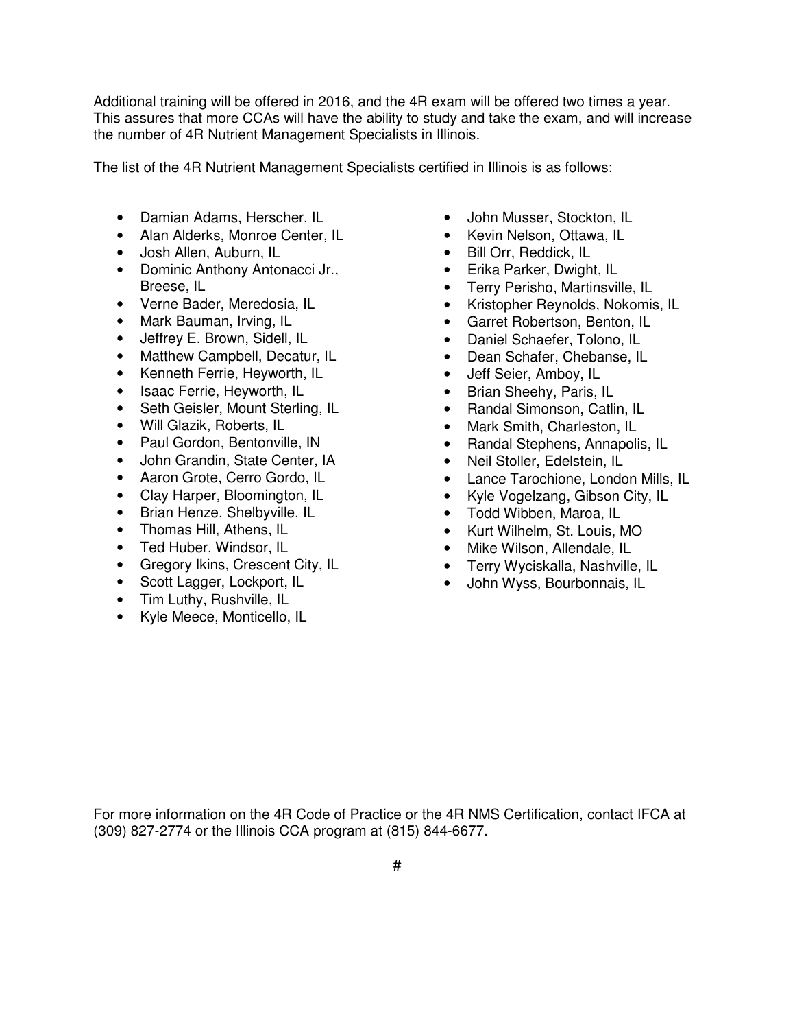Additional training will be offered in 2016, and the 4R exam will be offered two times a year. This assures that more CCAs will have the ability to study and take the exam, and will increase the number of 4R Nutrient Management Specialists in Illinois.

The list of the 4R Nutrient Management Specialists certified in Illinois is as follows:

- Damian Adams, Herscher, IL
- Alan Alderks, Monroe Center, IL
- Josh Allen, Auburn, IL
- Dominic Anthony Antonacci Jr., Breese, IL
- Verne Bader, Meredosia, IL
- Mark Bauman, Irving, IL
- Jeffrey E. Brown, Sidell, IL
- Matthew Campbell, Decatur, IL
- Kenneth Ferrie, Heyworth, IL
- Isaac Ferrie, Heyworth, IL
- Seth Geisler, Mount Sterling, IL
- Will Glazik, Roberts, IL
- Paul Gordon, Bentonville, IN
- John Grandin, State Center, IA
- Aaron Grote, Cerro Gordo, IL
- Clay Harper, Bloomington, IL
- Brian Henze, Shelbyville, IL
- Thomas Hill, Athens, IL
- Ted Huber, Windsor, IL
- Gregory Ikins, Crescent City, IL
- Scott Lagger, Lockport, IL
- Tim Luthy, Rushville, IL
- Kyle Meece, Monticello, IL
- John Musser, Stockton, IL
- Kevin Nelson, Ottawa, IL
- Bill Orr, Reddick, IL
- Erika Parker, Dwight, IL
- Terry Perisho, Martinsville, IL
- Kristopher Reynolds, Nokomis, IL
- Garret Robertson, Benton, IL
- Daniel Schaefer, Tolono, IL
- Dean Schafer, Chebanse, IL
- Jeff Seier, Amboy, IL
- Brian Sheehy, Paris, IL
- Randal Simonson, Catlin, IL
- Mark Smith, Charleston, IL
- Randal Stephens, Annapolis, IL
- Neil Stoller, Edelstein, IL
- Lance Tarochione, London Mills, IL
- Kyle Vogelzang, Gibson City, IL
- Todd Wibben, Maroa, IL
- Kurt Wilhelm, St. Louis, MO
- Mike Wilson, Allendale, IL
- Terry Wyciskalla, Nashville, IL
- John Wyss, Bourbonnais, IL

For more information on the 4R Code of Practice or the 4R NMS Certification, contact IFCA at (309) 827-2774 or the Illinois CCA program at (815) 844-6677.

#